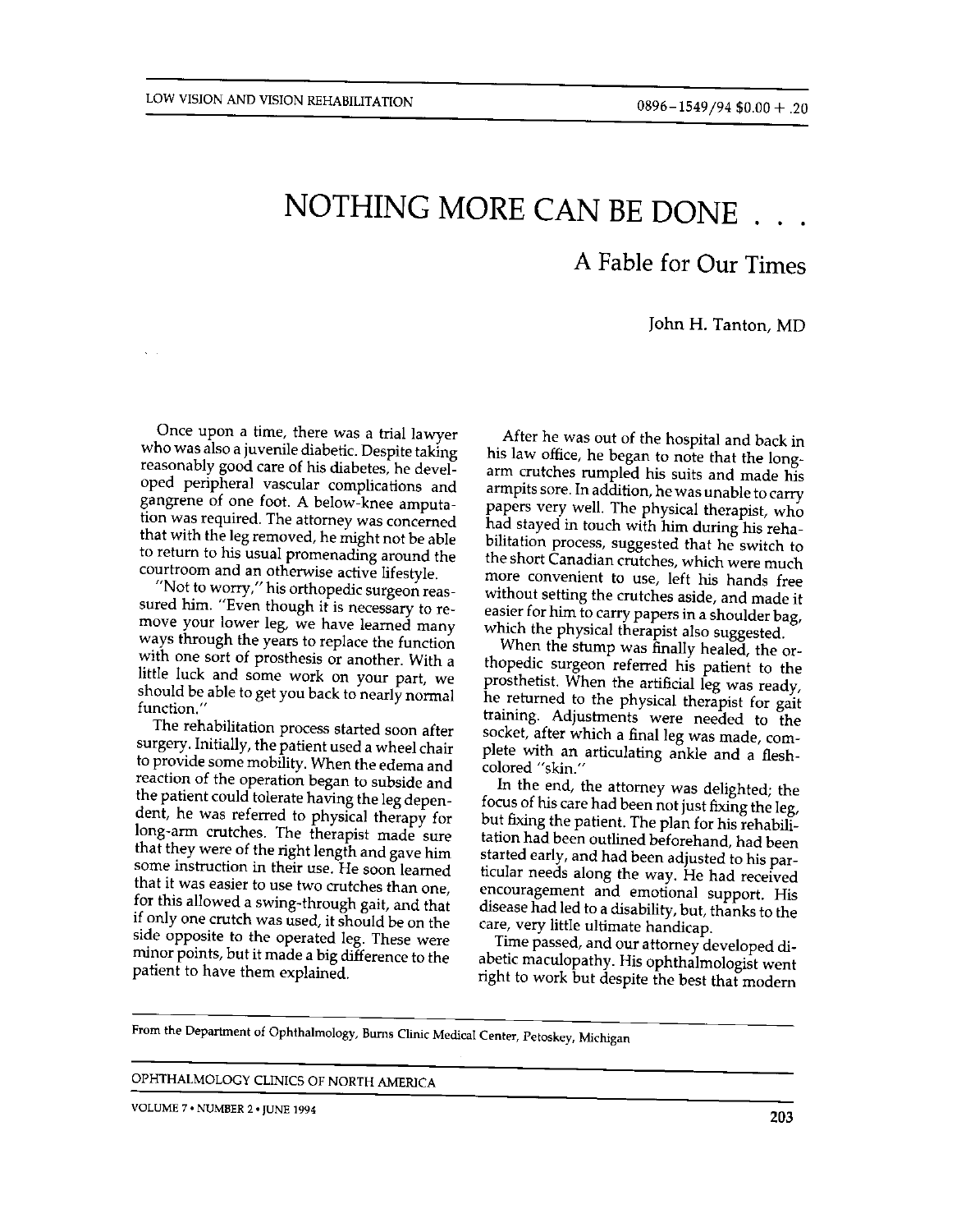# NOTHING MORE CAN BE DONE . . .

## A Fable for Our Times

John H. Tanton, MD

Once upon a time, there was a trial lawyer who was also a juvenile diabetic. Despite taking reasonably good care of his diabetes, he developed peripheral vascular complications and gangrene of one foot. A below-knee amputation was required. The attorney was concerned that with the leg removed, he might not be able to return to his usual promenading around the courtroom and an otherwise active lifestyle.

"Not to worry," his orthopedic surgeon reassured him. "Even though it is necessary to remove your lower leg, we have learned many ways through the years to replace the function with one sort of prosthesis or another. With a little luck and some work on your part, we should be able to get you back to nearly normal function."

The rehabilitation process started soon after surgery. Initially, the patient used a wheel chair to provide some mobility. When the edema and reaction of the operation began to subside and the patient could tolerate having the leg dependent, he was referred to physical therapy for long-arm crutches. The therapist made sure that they were of the right length and gave him some instruction in their use. He soon learned that it was easier to use two crutches than one, for this allowed a swing-through gait, and that if only one crutch was used, it should be on the side opposite to the operated leg. These were minor points, but it made a big difference to the patient to have them explained.

After he was out of the hospital and back in his law office, he began to note that the long-arm crutches rumpled his suits and made his armpits sore. In addition, he was unable to carry papers very well. The physical therapist, who had stayed in touch with him during his rehabilitation process, suggested that he switch to the short Canadian crutches, which were much more convenient to use, left his hands free without setting the crutches aside, and made it easier for him to carry papers in a shoulder bag, which the physical therapist also suggested.

When the stump was finally healed, the orthopedic surgeon referred his patient to the prosthetist. When the artificial leg was ready, he returned to the physical therapist for gait training. Adjustments were needed to the socket, after which a final leg was made, complete with an articulating ankle and a flesh-colored "skin."

In the end, the attorney was delighted; the focus of his care had been not just fixing the leg, but fixing the patient. The plan for his rehabilitation had been outlined beforehand, had been started early, and had been adjusted to his particular needs along the way. He had received encouragement and emotional support. His disease had led to a disability, but, thanks to the care, very little ultimate handicap.

Time passed, and our attorney developed diabetic maculopathy. His ophthalmologist went right to work but despite the best that modern

From the Department of Ophthalmology, Burns Clinic Medical Center, Petoskey, Michigan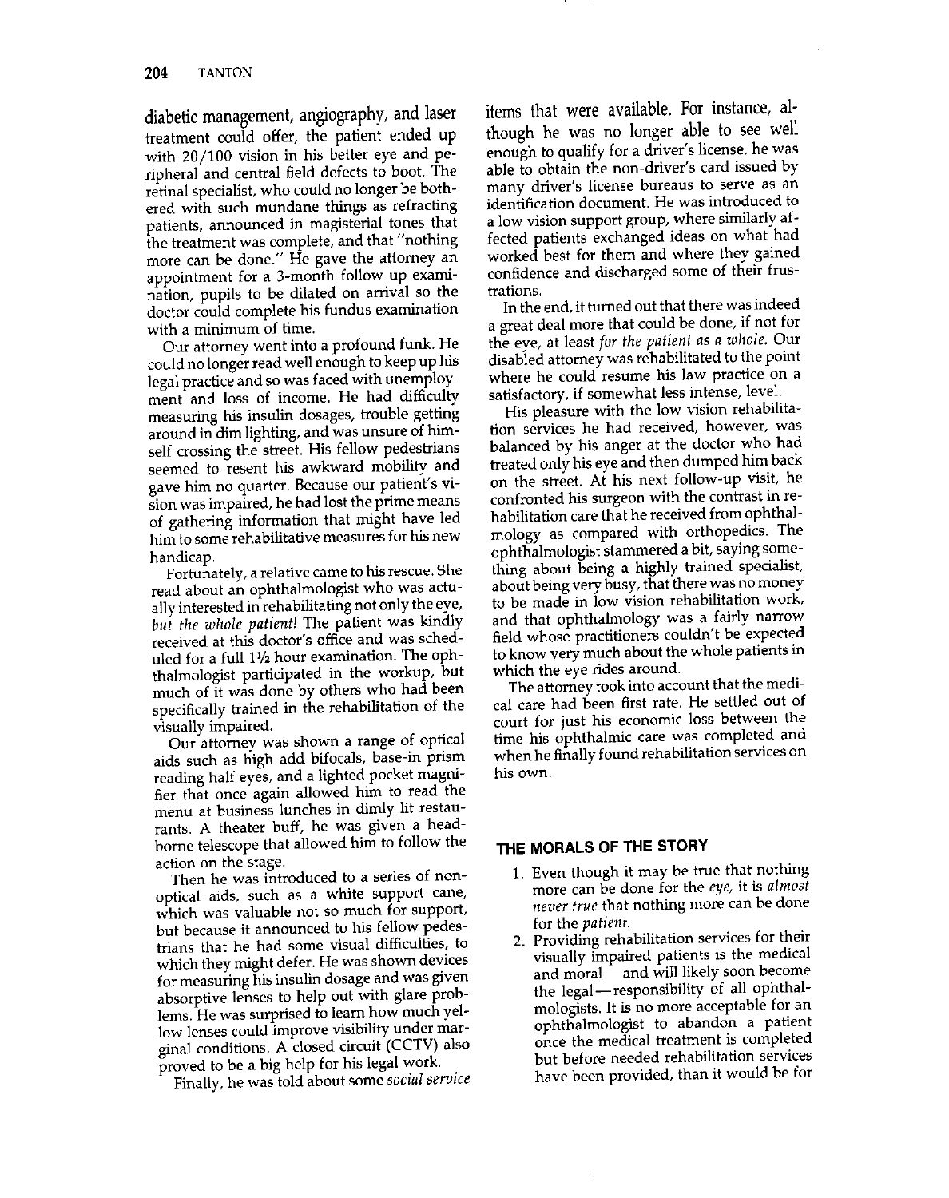diabetic management, angiography, and laser treatment could offer, the patient ended up with 20/100 vision in his better eye and peripheral and central field defects to boot. The retinal specialist, who could no longer be bothered with such mundane things as refracting patients, announced in magisterial tones that the treatment was complete, and that "nothing more can be done." He gave the attorney an appointment for a 3-month follow-up examination, pupils to be dilated on arrival so the doctor could complete his fundus examination with a minimum of time.

Our attorney went into a profound funk. He could no longer read well enough to keep up his legal practice and so was faced with unemployment and loss of income. He had difficulty measuring his insulin dosages, trouble getting around in dim lighting, and was unsure of himself crossing the street. His fellow pedestrians seemed to resent his awkward mobility and gave him no quarter. Because our patient's vision was impaired, he had lost the prime means of gathering information that might have led him to some rehabilitative measures for his new handicap.

Fortunately, a relative came to his rescue. She read about an ophthalmologist who was actually interested in rehabilitating not only the eye, *but the whole patient!* The patient was kindly received at this doctor's office and was scheduled for a full 1½ hour examination. The ophthalmologist participated in the workup, but much of it was done by others who had been specifically trained in the rehabilitation of the visually impaired.

Our attorney was shown a range of optical aids such as high add bifocals, base-in prism reading half eyes, and a lighted pocket magnifier that once again allowed him to read the menu at business lunches in dimly lit restaurants. A theater buff, he was given a head-borne telescope that allowed him to follow the action on the stage.

Then he was introduced to a series of non-optical aids, such as a white support cane, which was valuable not so much for support, but because it announced to his fellow pedestrians that he had some visual difficulties, to which they might defer. He was shown devices for measuring his insulin dosage and was given absorptive lenses to help out with glare problems. He was surprised to learn how much yellow lenses could improve visibility under marginal conditions. A closed circuit (CCTV) also proved to be a big help for his legal work.

Finally, he was told about some *social service* items that were available. For instance, although he was no longer able to see well enough to qualify for a driver's license, he was able to obtain the non-driver's card issued by many driver's license bureaus to serve as an identification document. He was introduced to a low vision support group, where similarly affected patients exchanged ideas on what had worked best for them and where they gained confidence and discharged some of their frustrations.

In the end, it turned out that there was indeed a great deal more that could be done, if not for the eye, at least *for the patient as a whole.* Our disabled attorney was rehabilitated to the point where he could resume his law practice on a satisfactory, if somewhat less intense, level.

His pleasure with the low vision rehabilitation services he had received, however, was balanced by his anger at the doctor who had treated only his eye and then dumped him back on the street. At his next follow-up visit, he confronted his surgeon with the contrast in rehabilitation care that he received from ophthalmology as compared with orthopedics. The ophthalmologist stammered a bit, saying something about being a highly trained specialist, about being very busy, that there was no money to be made in low vision rehabilitation work, and that ophthalmology was a fairly narrow field whose practitioners couldn't be expected to know very much about the whole patients in which the eye rides around.

The attorney took into account that the medical care had been first rate. He settled out of court for just his economic loss between the time his ophthalmic care was completed and when he finally found rehabilitation services on his own.

## THE MORALS OF THE STORY

1. Even though it may be true that nothing more can be done for the *eye,* it is *almost never true* that nothing more can be done for the *patient.*
2. Providing rehabilitation services for their visually impaired patients is the medical and moral—and will likely soon become the legal—responsibility of all ophthalmologists. It is no more acceptable for an ophthalmologist to abandon a patient once the medical treatment is completed but before needed rehabilitation services have been provided, than it would be for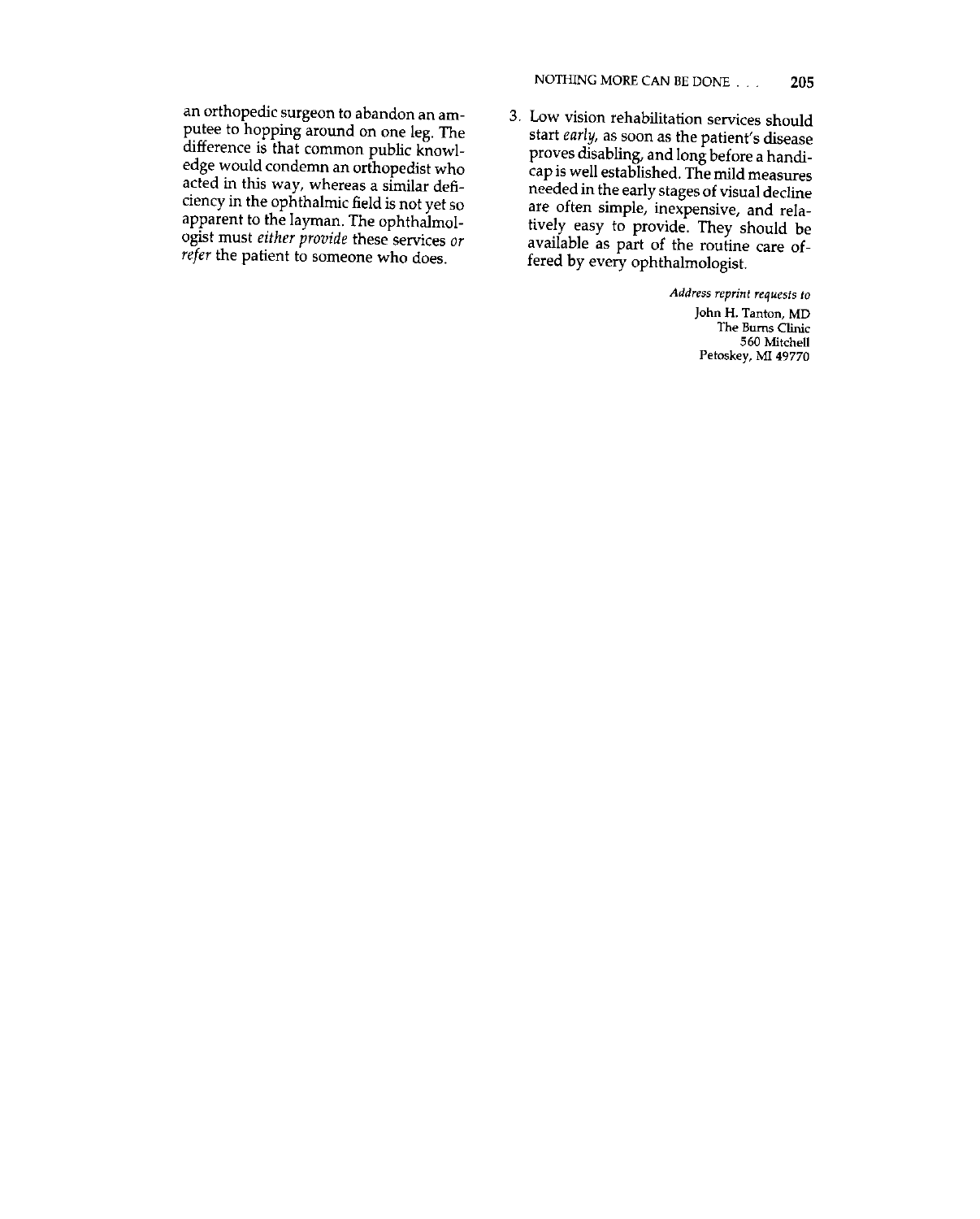an orthopedic surgeon to abandon an amputee to hopping around on one leg. The difference is that common public knowledge would condemn an orthopedist who acted in this way, whereas a similar deficiency in the ophthalmic field is not yet so apparent to the layman. The ophthalmologist must *either provide* these services *or refer* the patient to someone who does.

3. Low vision rehabilitation services should start *early*, as soon as the patient's disease proves disabling, and long before a handicap is well established. The mild measures needed in the early stages of visual decline are often simple, inexpensive, and relatively easy to provide. They should be available as part of the routine care offered by every ophthalmologist.

*Address reprint requests to*

John H. Tanton, MD
The Burns Clinic
560 Mitchell
Petoskey, MI 49770